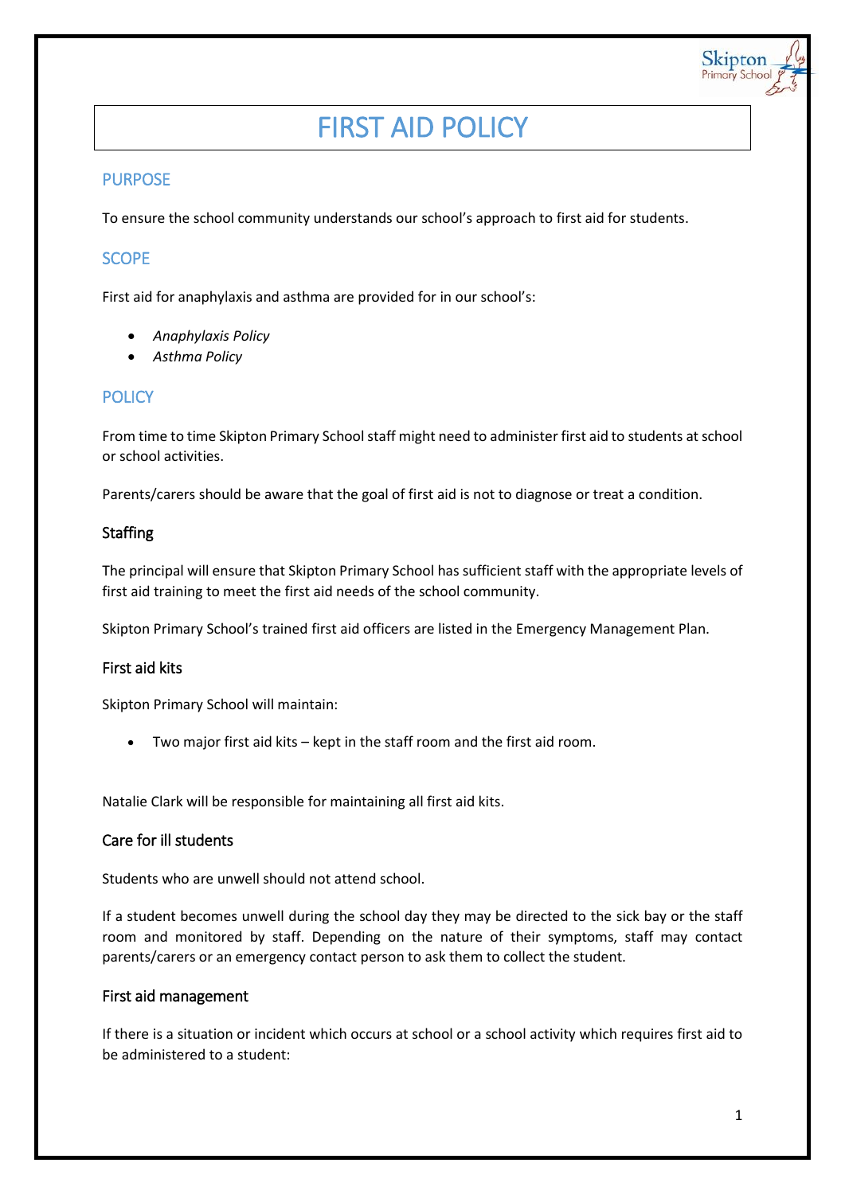# FIRST AID POLICY

## PURPOSE

To ensure the school community understands our school's approach to first aid for students.

## SCOPE

First aid for anaphylaxis and asthma are provided for in our school's:

- *Anaphylaxis Policy*
- *Asthma Policy*

## POLICY

From time to time Skipton Primary School staff might need to administer first aid to students at school or school activities.

Parents/carers should be aware that the goal of first aid is not to diagnose or treat a condition.

### Staffing

The principal will ensure that Skipton Primary School has sufficient staff with the appropriate levels of first aid training to meet the first aid needs of the school community.

Skipton Primary School's trained first aid officers are listed in the Emergency Management Plan.

### First aid kits

Skipton Primary School will maintain:

- Two major first aid kits – kept in the staff room and the first aid room.

Natalie Clark will be responsible for maintaining all first aid kits.

### Care for ill students

Students who are unwell should not attend school.

If a student becomes unwell during the school day they may be directed to the sick bay or the staff room and monitored by staff. Depending on the nature of their symptoms, staff may contact parents/carers or an emergency contact person to ask them to collect the student.

### First aid management

If there is a situation or incident which occurs at school or a school activity which requires first aid to be administered to a student: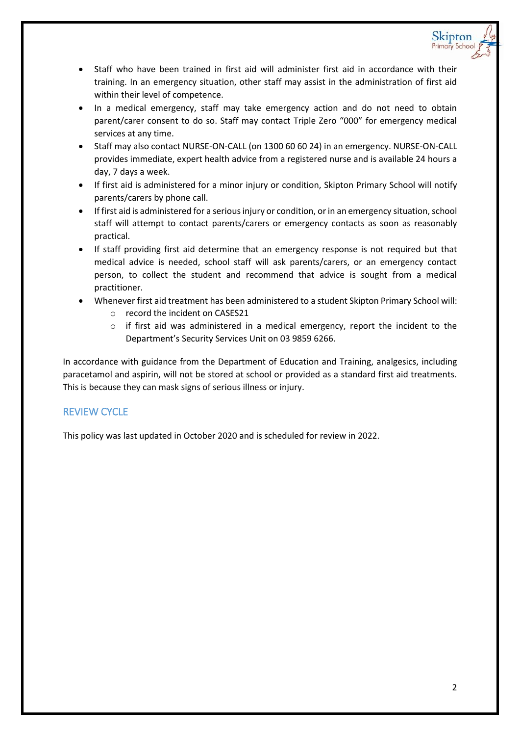- Staff who have been trained in first aid will administer first aid in accordance with their training. In an emergency situation, other staff may assist in the administration of first aid within their level of competence.
- In a medical emergency, staff may take emergency action and do not need to obtain parent/carer consent to do so. Staff may contact Triple Zero "000" for emergency medical services at any time.
- Staff may also contact NURSE-ON-CALL (on 1300 60 60 24) in an emergency. NURSE-ON-CALL provides immediate, expert health advice from a registered nurse and is available 24 hours a day, 7 days a week.
- If first aid is administered for a minor injury or condition, Skipton Primary School will notify parents/carers by phone call.
- If first aid is administered for a serious injury or condition, or in an emergency situation, school staff will attempt to contact parents/carers or emergency contacts as soon as reasonably practical.
- If staff providing first aid determine that an emergency response is not required but that medical advice is needed, school staff will ask parents/carers, or an emergency contact person, to collect the student and recommend that advice is sought from a medical practitioner.
- Whenever first aid treatment has been administered to a student Skipton Primary School will:
  - record the incident on CASES21
  - if first aid was administered in a medical emergency, report the incident to the Department's Security Services Unit on 03 9859 6266.

In accordance with guidance from the Department of Education and Training, analgesics, including paracetamol and aspirin, will not be stored at school or provided as a standard first aid treatments. This is because they can mask signs of serious illness or injury.

## REVIEW CYCLE

This policy was last updated in October 2020 and is scheduled for review in 2022.